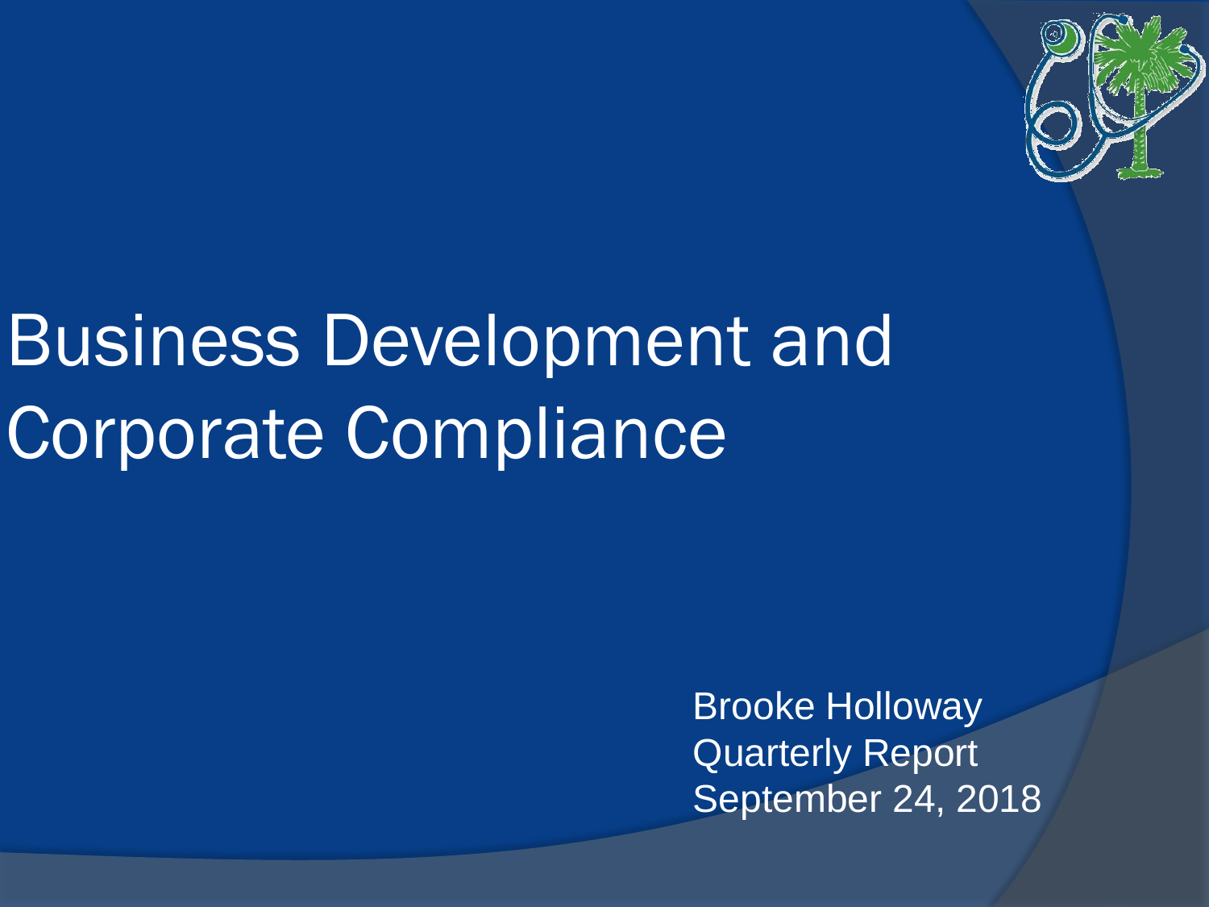# Business Development and Corporate Compliance

Brooke Holloway
Quarterly Report
September 24, 2018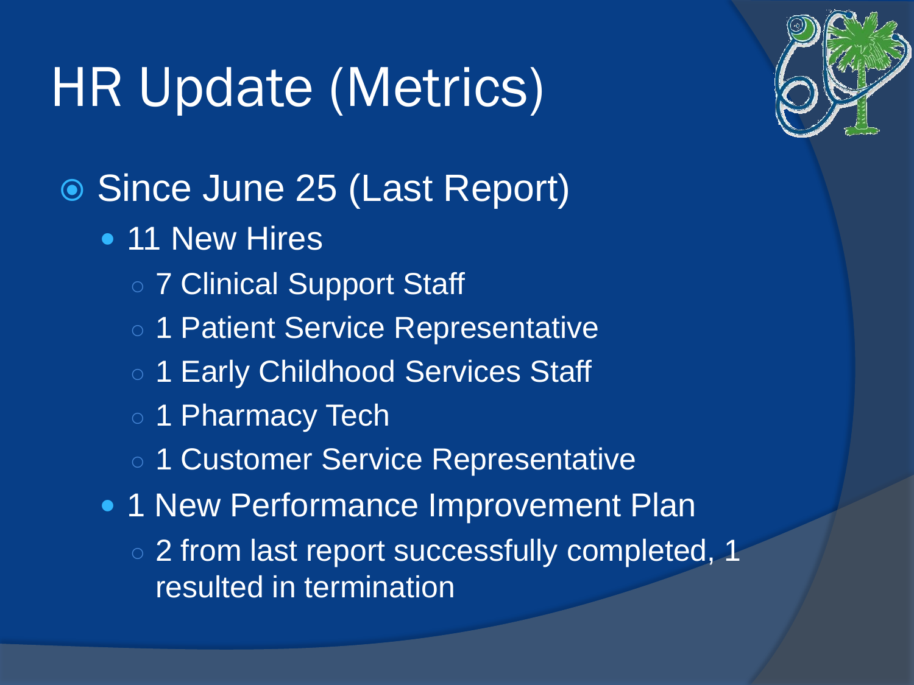# HR Update (Metrics)

- Since June 25 (Last Report)
  - 11 New Hires
    - 7 Clinical Support Staff
    - 1 Patient Service Representative
    - 1 Early Childhood Services Staff
    - 1 Pharmacy Tech
    - 1 Customer Service Representative
  - 1 New Performance Improvement Plan
    - 2 from last report successfully completed, 1 resulted in termination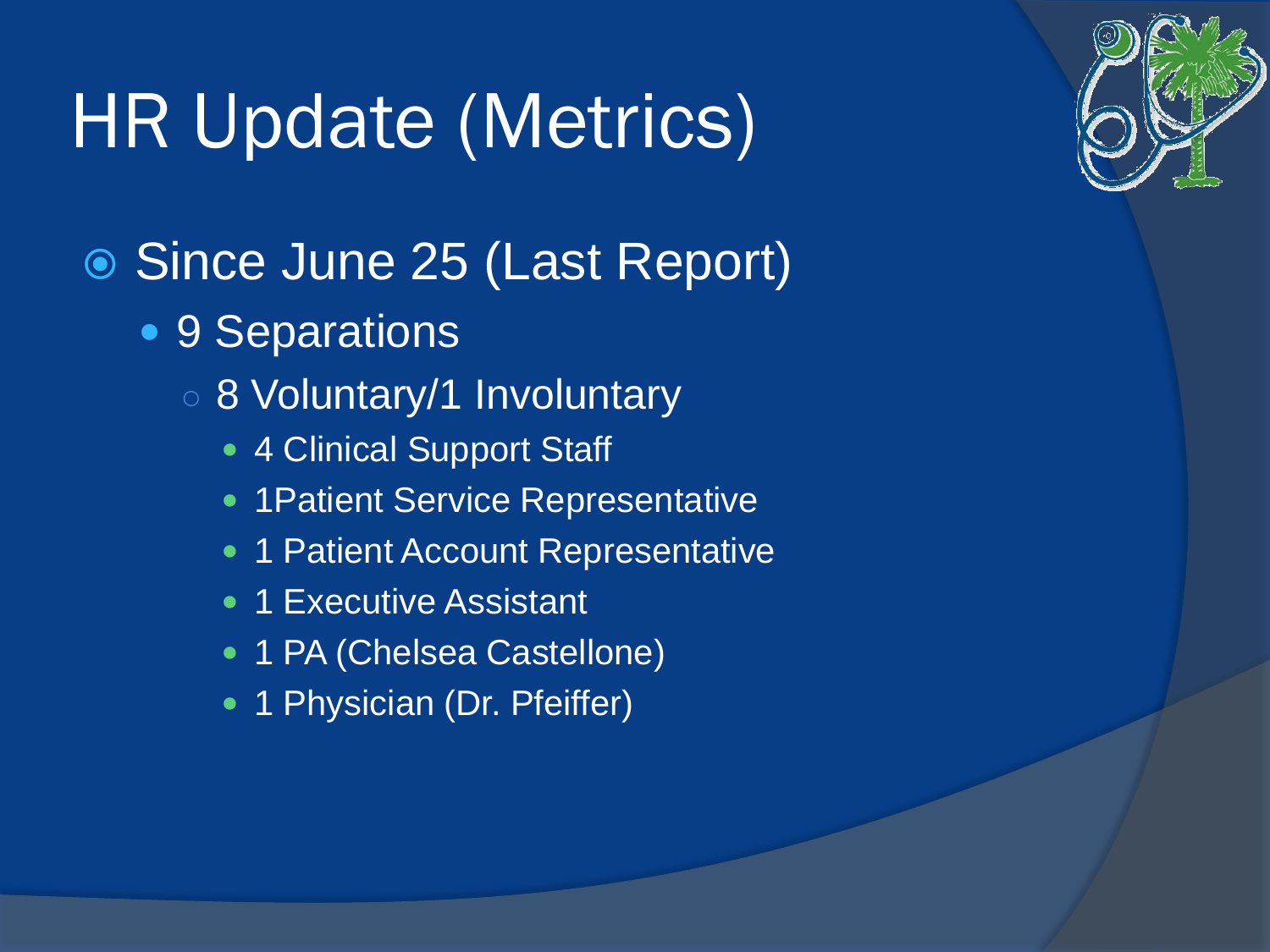# HR Update (Metrics)

- Since June 25 (Last Report)
  - 9 Separations
    - 8 Voluntary/1 Involuntary
      - 4 Clinical Support Staff
      - 1Patient Service Representative
      - 1 Patient Account Representative
      - 1 Executive Assistant
      - 1 PA (Chelsea Castellone)
      - 1 Physician (Dr. Pfeiffer)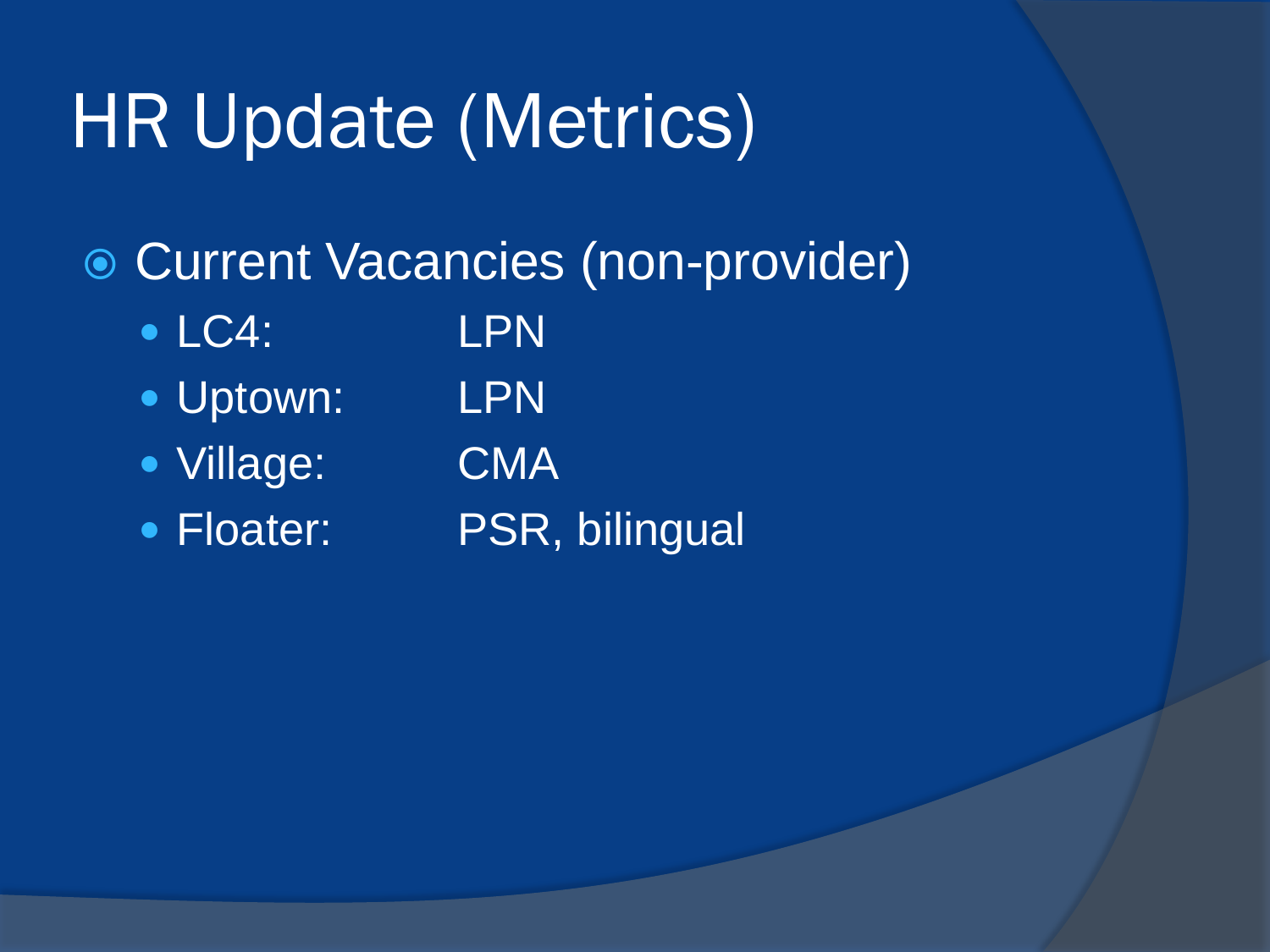# HR Update (Metrics)

- Current Vacancies (non-provider)
  - LC4: LPN
  - Uptown: LPN
  - Village: CMA
  - Floater: PSR, bilingual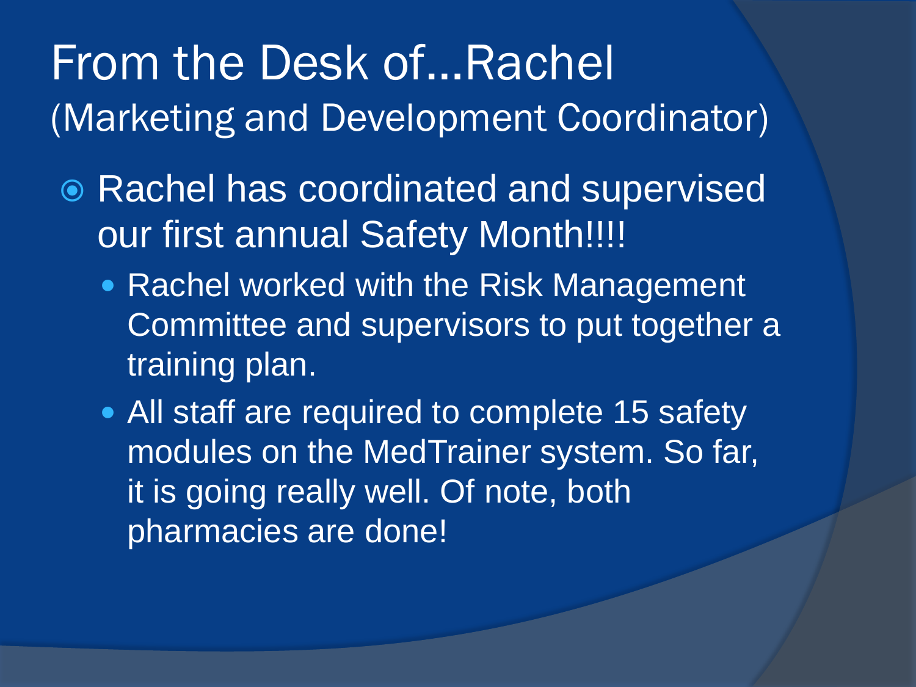# From the Desk of…Rachel
## (Marketing and Development Coordinator)

- Rachel has coordinated and supervised our first annual Safety Month!!!!
  - Rachel worked with the Risk Management Committee and supervisors to put together a training plan.
  - All staff are required to complete 15 safety modules on the MedTrainer system. So far, it is going really well. Of note, both pharmacies are done!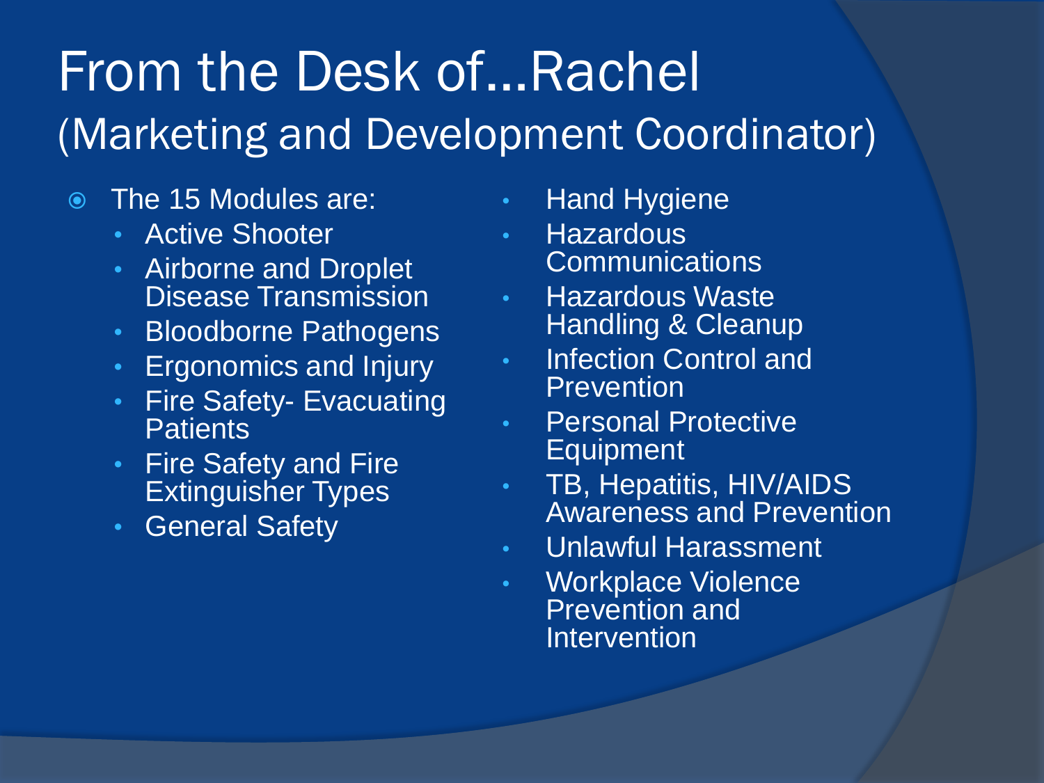# From the Desk of…Rachel
## (Marketing and Development Coordinator)

- The 15 Modules are:
  - Active Shooter
  - Airborne and Droplet Disease Transmission
  - Bloodborne Pathogens
  - Ergonomics and Injury
  - Fire Safety- Evacuating Patients
  - Fire Safety and Fire Extinguisher Types
  - General Safety
  - Hand Hygiene
  - Hazardous Communications
  - Hazardous Waste Handling & Cleanup
  - Infection Control and Prevention
  - Personal Protective Equipment
  - TB, Hepatitis, HIV/AIDS Awareness and Prevention
  - Unlawful Harassment
  - Workplace Violence Prevention and Intervention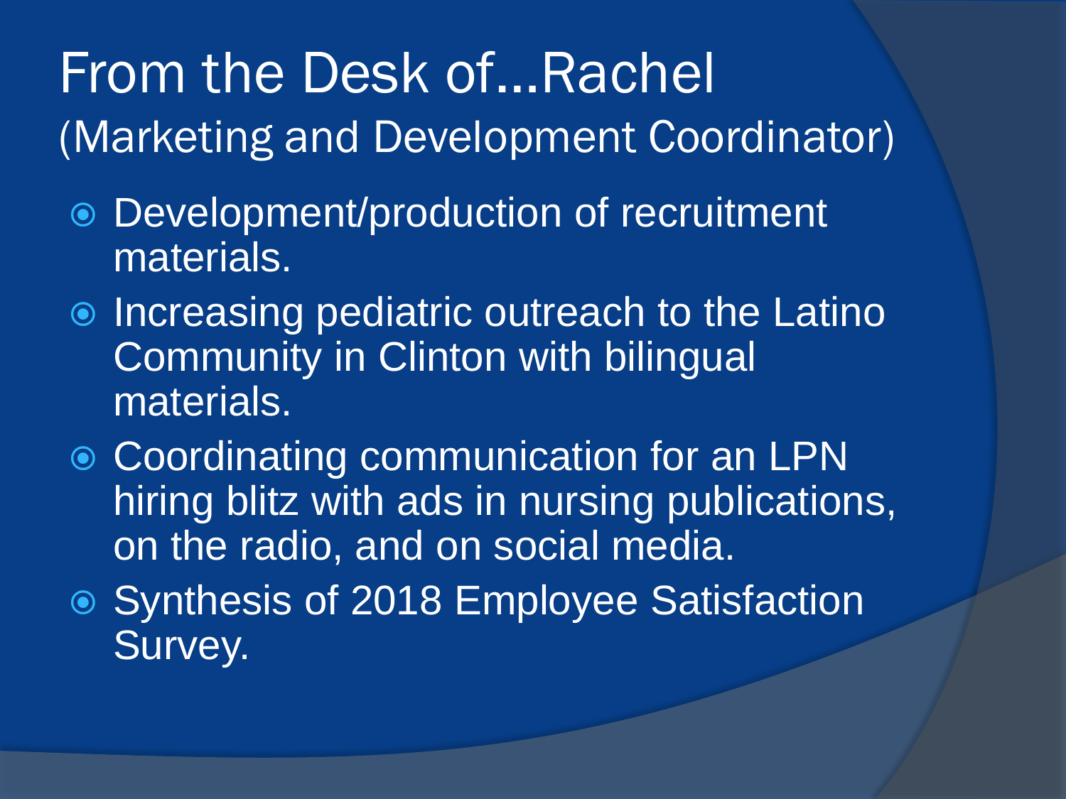# From the Desk of…Rachel

## (Marketing and Development Coordinator)

- Development/production of recruitment materials.
- Increasing pediatric outreach to the Latino Community in Clinton with bilingual materials.
- Coordinating communication for an LPN hiring blitz with ads in nursing publications, on the radio, and on social media.
- Synthesis of 2018 Employee Satisfaction Survey.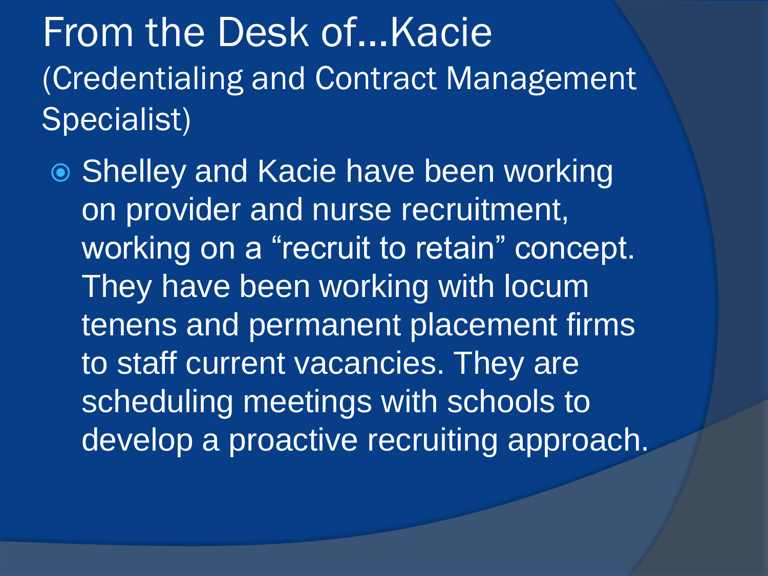# From the Desk of…Kacie (Credentialing and Contract Management Specialist)

- Shelley and Kacie have been working on provider and nurse recruitment, working on a "recruit to retain" concept. They have been working with locum tenens and permanent placement firms to staff current vacancies. They are scheduling meetings with schools to develop a proactive recruiting approach.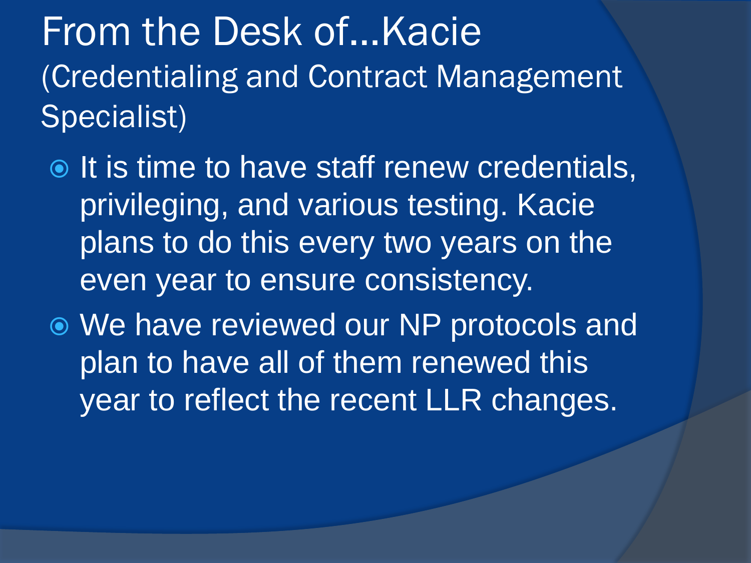# From the Desk of...Kacie

(Credentialing and Contract Management Specialist)

- It is time to have staff renew credentials, privileging, and various testing. Kacie plans to do this every two years on the even year to ensure consistency.
- We have reviewed our NP protocols and plan to have all of them renewed this year to reflect the recent LLR changes.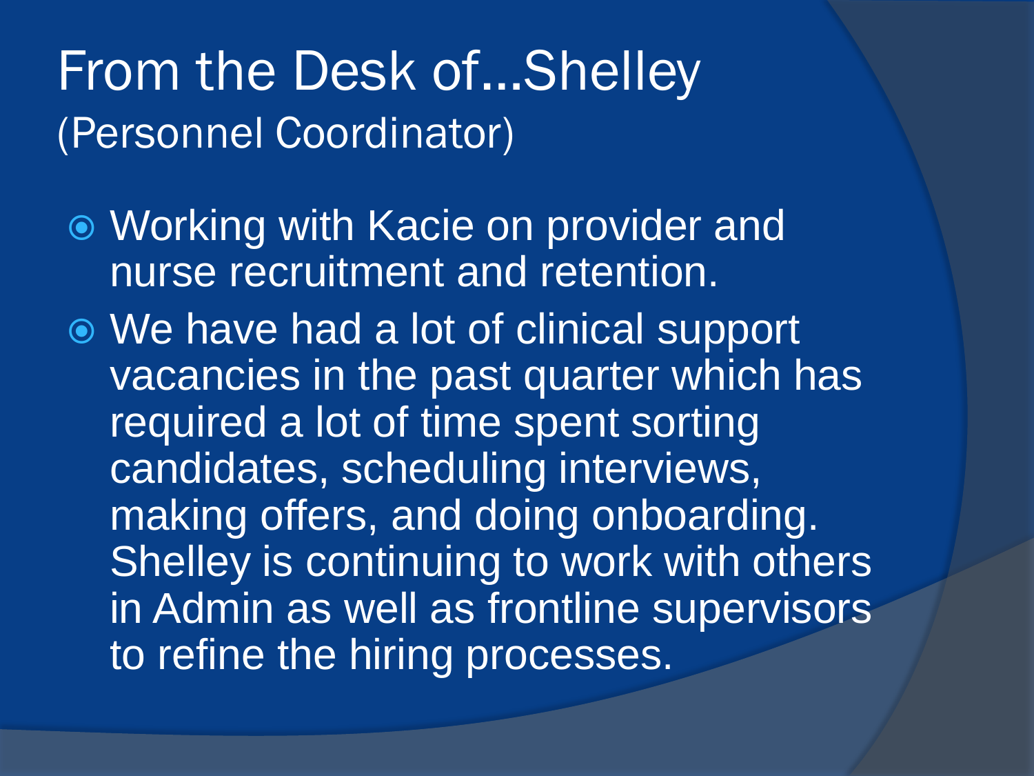# From the Desk of…Shelley

(Personnel Coordinator)

- Working with Kacie on provider and nurse recruitment and retention.
- We have had a lot of clinical support vacancies in the past quarter which has required a lot of time spent sorting candidates, scheduling interviews, making offers, and doing onboarding. Shelley is continuing to work with others in Admin as well as frontline supervisors to refine the hiring processes.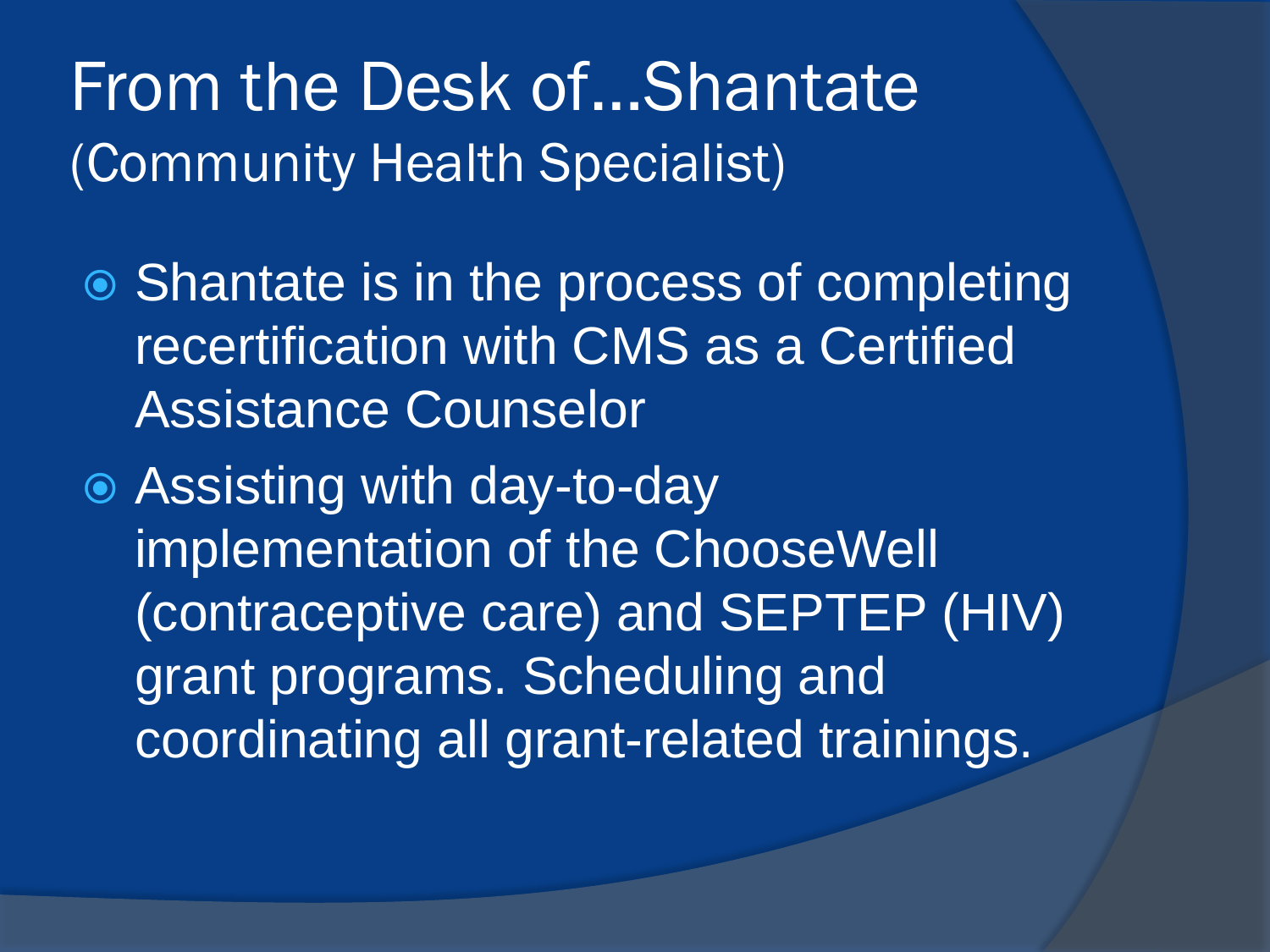# From the Desk of…Shantate
(Community Health Specialist)

- Shantate is in the process of completing recertification with CMS as a Certified Assistance Counselor
- Assisting with day-to-day implementation of the ChooseWell (contraceptive care) and SEPTEP (HIV) grant programs. Scheduling and coordinating all grant-related trainings.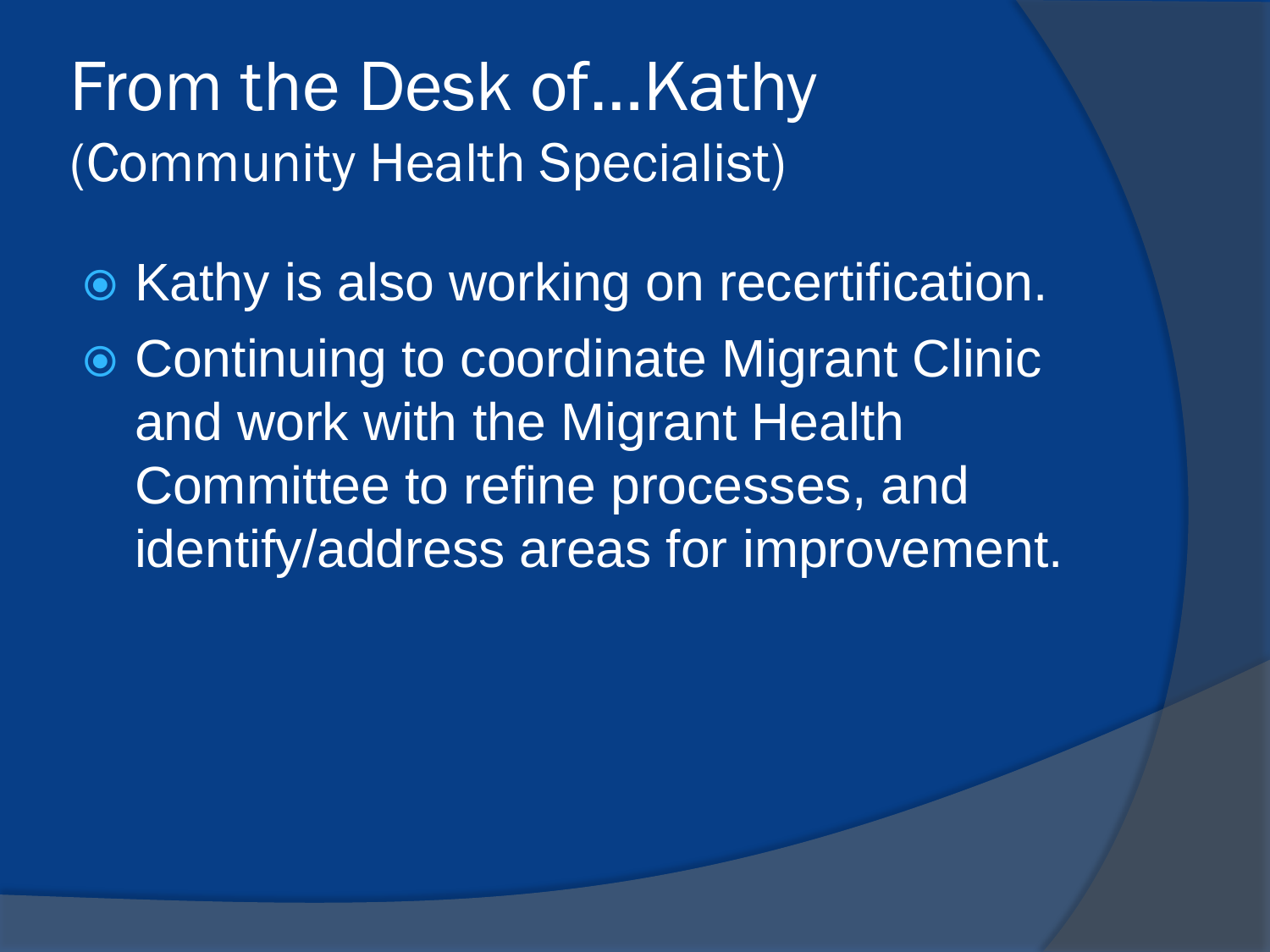# From the Desk of…Kathy
## (Community Health Specialist)

- Kathy is also working on recertification.
- Continuing to coordinate Migrant Clinic and work with the Migrant Health Committee to refine processes, and identify/address areas for improvement.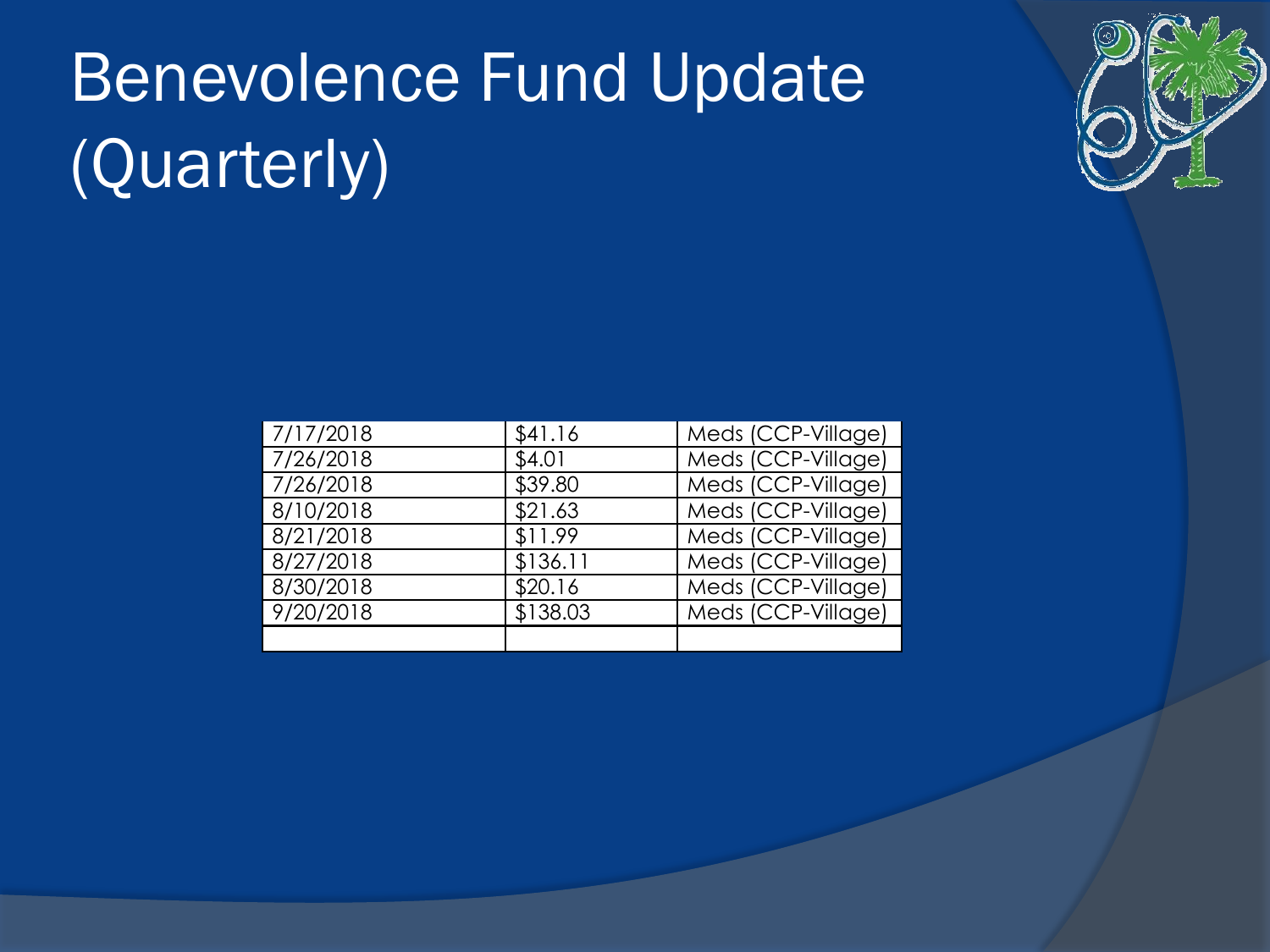# Benevolence Fund Update (Quarterly)

| | | |
|---|---|---|
| 7/17/2018 | $41.16 | Meds (CCP-Village) |
| 7/26/2018 | $4.01 | Meds (CCP-Village) |
| 7/26/2018 | $39.80 | Meds (CCP-Village) |
| 8/10/2018 | $21.63 | Meds (CCP-Village) |
| 8/21/2018 | $11.99 | Meds (CCP-Village) |
| 8/27/2018 | $136.11 | Meds (CCP-Village) |
| 8/30/2018 | $20.16 | Meds (CCP-Village) |
| 9/20/2018 | $138.03 | Meds (CCP-Village) |
| | | |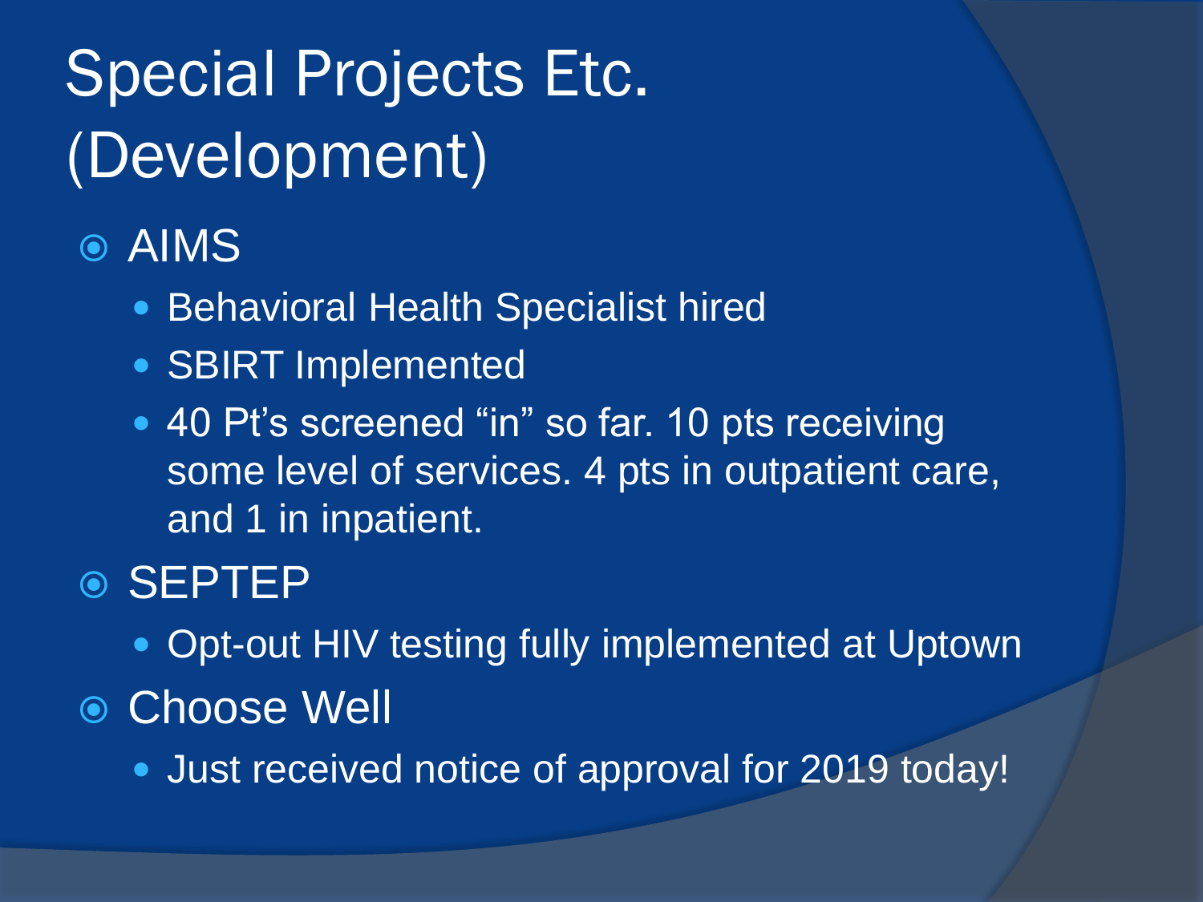# Special Projects Etc. (Development)

- AIMS
  - Behavioral Health Specialist hired
  - SBIRT Implemented
  - 40 Pt's screened "in" so far. 10 pts receiving some level of services. 4 pts in outpatient care, and 1 in inpatient.
- SEPTEP
  - Opt-out HIV testing fully implemented at Uptown
- Choose Well
  - Just received notice of approval for 2019 today!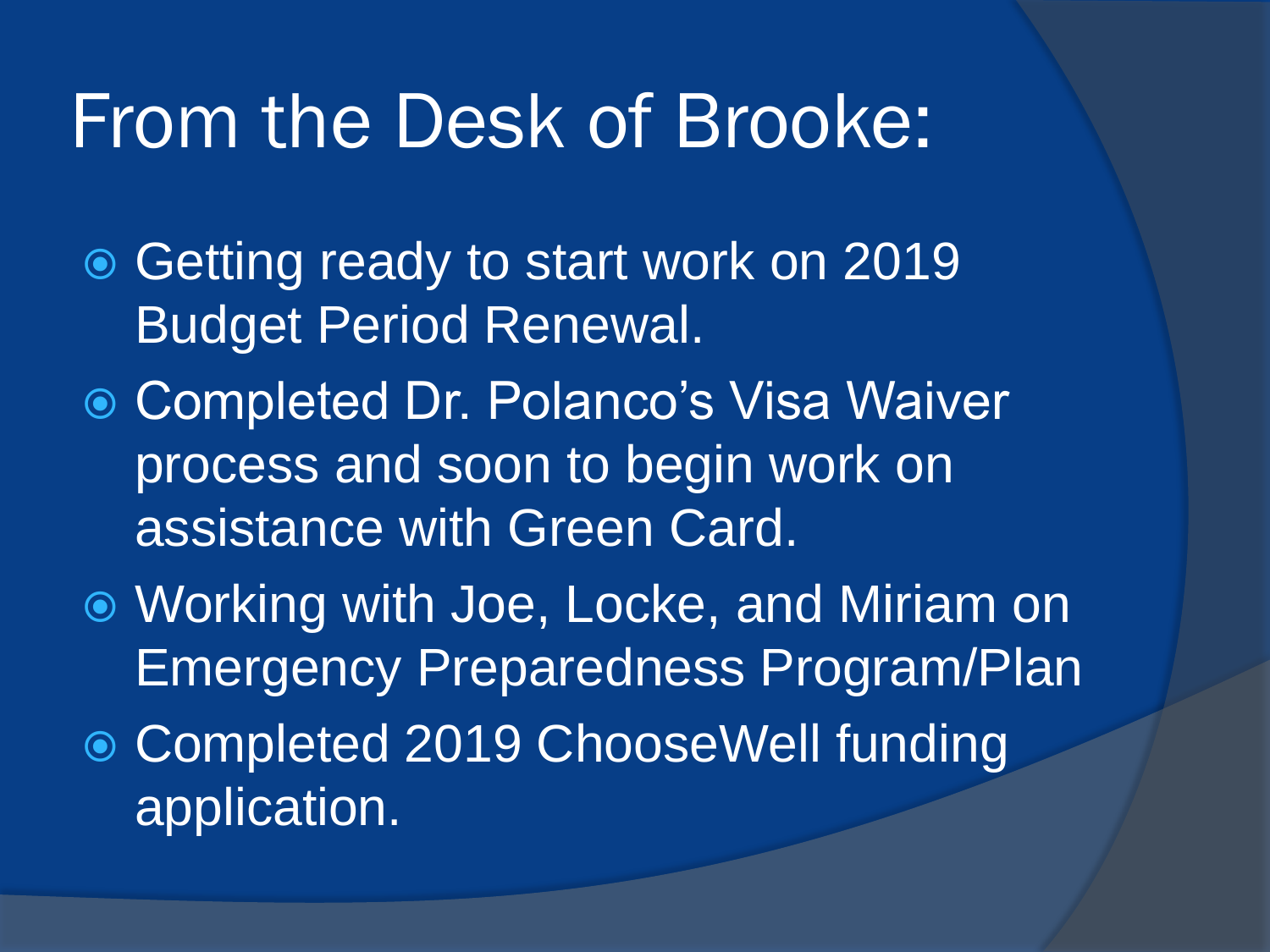# From the Desk of Brooke:

- Getting ready to start work on 2019 Budget Period Renewal.
- Completed Dr. Polanco’s Visa Waiver process and soon to begin work on assistance with Green Card.
- Working with Joe, Locke, and Miriam on Emergency Preparedness Program/Plan
- Completed 2019 ChooseWell funding application.